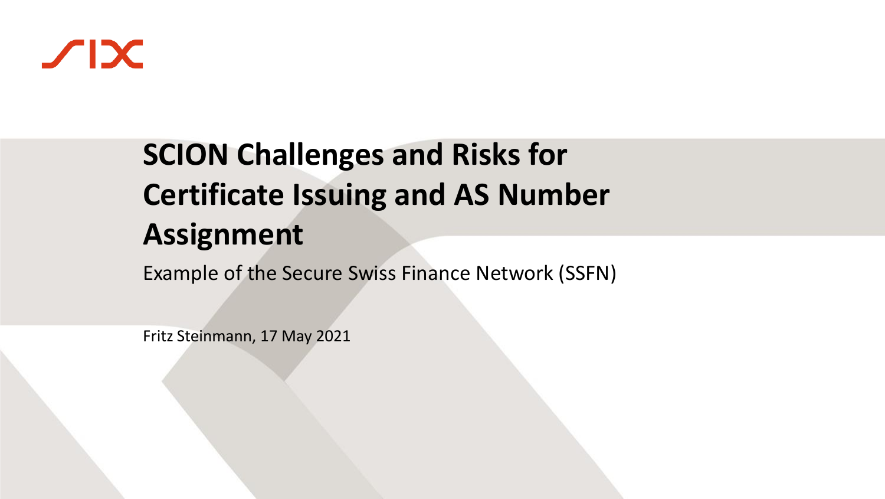# SCION Challenges and Risks for Certificate Issuing and AS Number Assignment

Example of the Secure Swiss Finance Network (SSFN)

Fritz Steinmann, 17 May 2021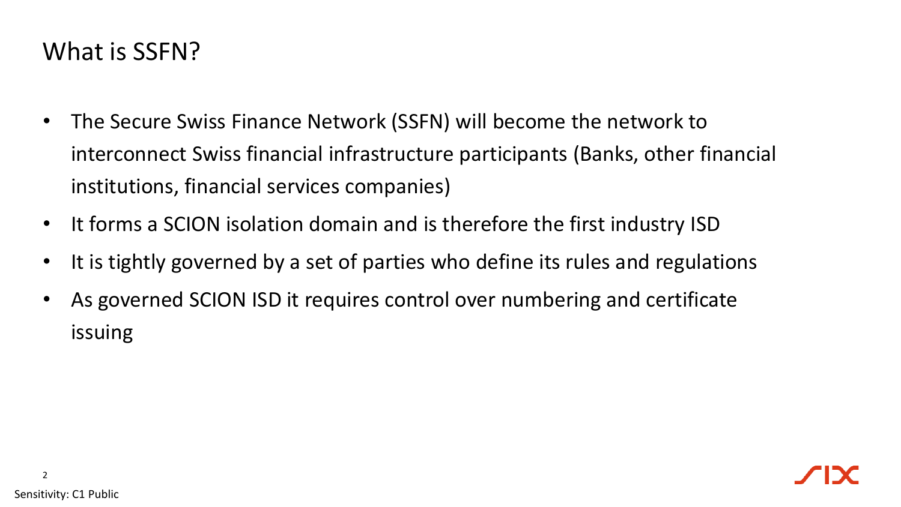# What is SSFN?

- The Secure Swiss Finance Network (SSFN) will become the network to interconnect Swiss financial infrastructure participants (Banks, other financial institutions, financial services companies)
- It forms a SCION isolation domain and is therefore the first industry ISD
- It is tightly governed by a set of parties who define its rules and regulations
- As governed SCION ISD it requires control over numbering and certificate issuing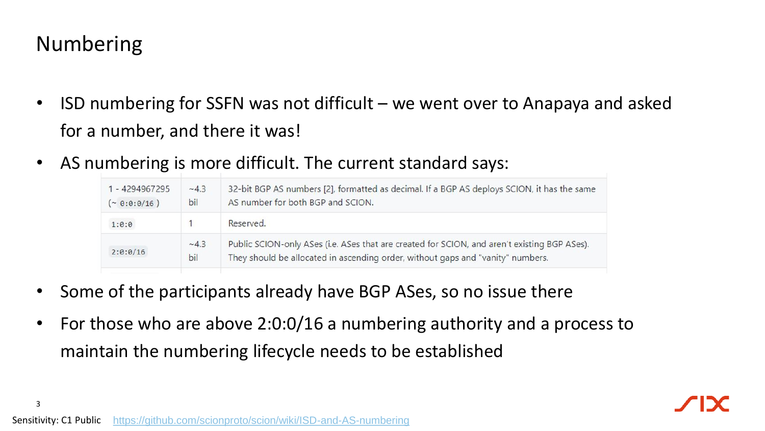# Numbering

- ISD numbering for SSFN was not difficult – we went over to Anapaya and asked for a number, and there it was!
- AS numbering is more difficult. The current standard says:

| | | |
|---|---|---|
| 1 - 4294967295 (~ `0:0:0/16` ) | ~4.3 bil | 32-bit BGP AS numbers [2], formatted as decimal. If a BGP AS deploys SCION, it has the same AS number for both BGP and SCION. |
| `1:0:0` | 1 | Reserved. |
| `2:0:0/16` | ~4.3 bil | Public SCION-only ASes (i.e. ASes that are created for SCION, and aren't existing BGP ASes). They should be allocated in ascending order, without gaps and "vanity" numbers. |

- Some of the participants already have BGP ASes, so no issue there
- For those who are above 2:0:0/16 a numbering authority and a process to maintain the numbering lifecycle needs to be established

Sensitivity: C1 Public https://github.com/scionproto/scion/wiki/ISD-and-AS-numbering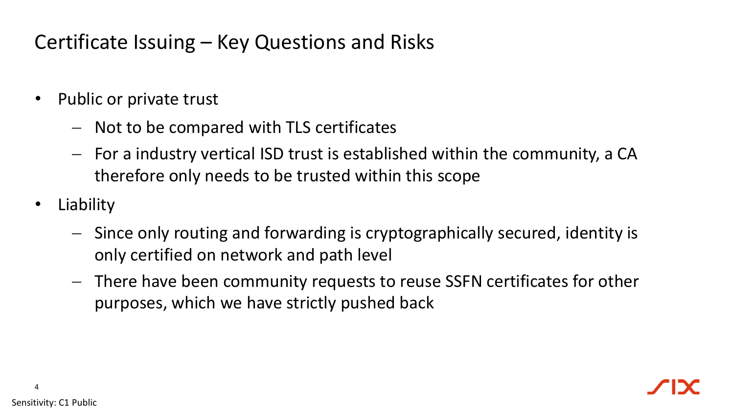# Certificate Issuing – Key Questions and Risks

- Public or private trust
  - Not to be compared with TLS certificates
  - For a industry vertical ISD trust is established within the community, a CA therefore only needs to be trusted within this scope
- Liability
  - Since only routing and forwarding is cryptographically secured, identity is only certified on network and path level
  - There have been community requests to reuse SSFN certificates for other purposes, which we have strictly pushed back

Sensitivity: C1 Public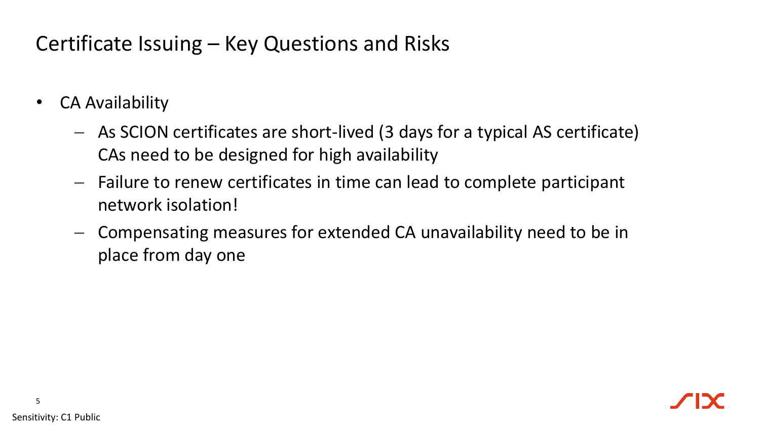# Certificate Issuing – Key Questions and Risks

- CA Availability
  - As SCION certificates are short-lived (3 days for a typical AS certificate) CAs need to be designed for high availability
  - Failure to renew certificates in time can lead to complete participant network isolation!
  - Compensating measures for extended CA unavailability need to be in place from day one

Sensitivity: C1 Public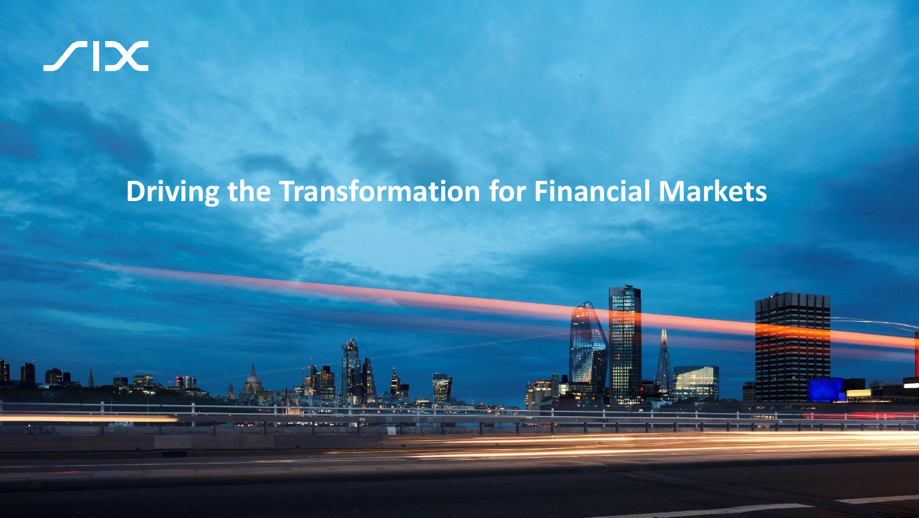SIX

# Driving the Transformation for Financial Markets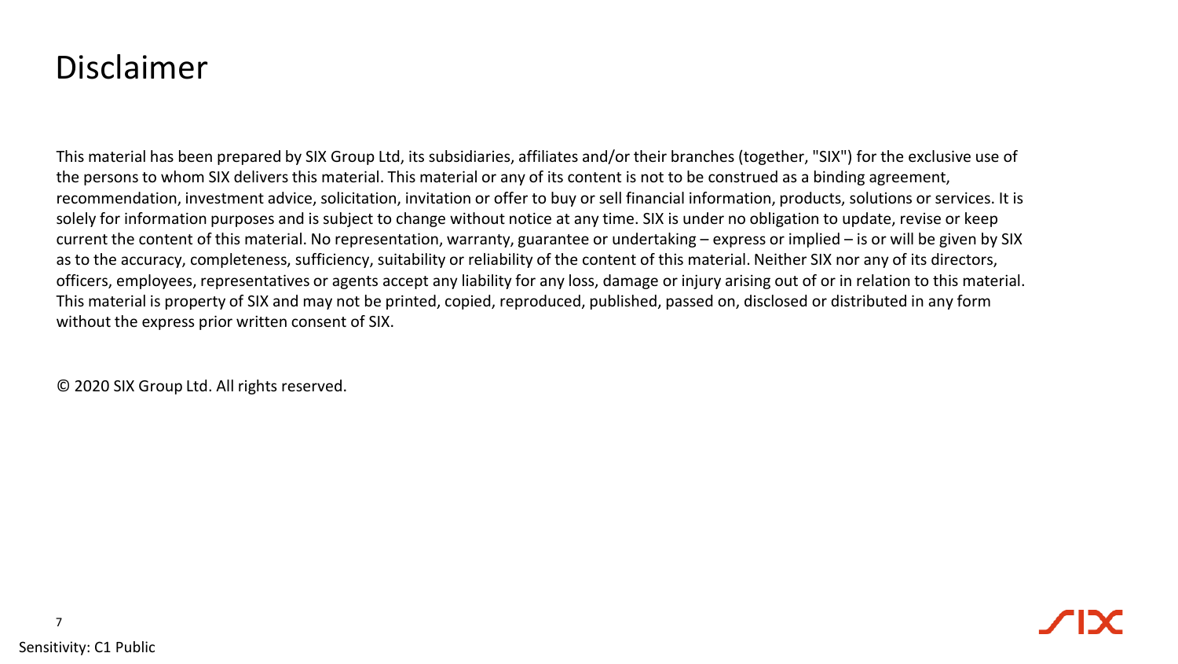# Disclaimer

This material has been prepared by SIX Group Ltd, its subsidiaries, affiliates and/or their branches (together, "SIX") for the exclusive use of the persons to whom SIX delivers this material. This material or any of its content is not to be construed as a binding agreement, recommendation, investment advice, solicitation, invitation or offer to buy or sell financial information, products, solutions or services. It is solely for information purposes and is subject to change without notice at any time. SIX is under no obligation to update, revise or keep current the content of this material. No representation, warranty, guarantee or undertaking – express or implied – is or will be given by SIX as to the accuracy, completeness, sufficiency, suitability or reliability of the content of this material. Neither SIX nor any of its directors, officers, employees, representatives or agents accept any liability for any loss, damage or injury arising out of or in relation to this material. This material is property of SIX and may not be printed, copied, reproduced, published, passed on, disclosed or distributed in any form without the express prior written consent of SIX.

© 2020 SIX Group Ltd. All rights reserved.

Sensitivity: C1 Public